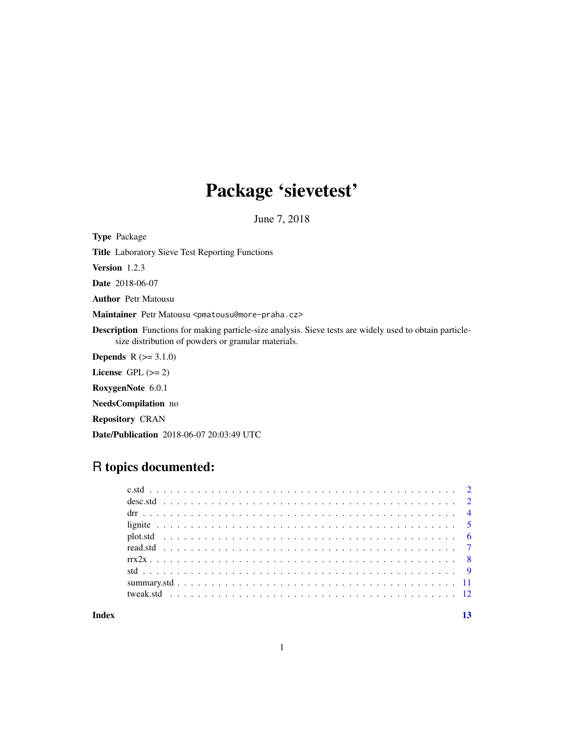# Package 'sievetest'

June 7, 2018

**Type** Package

**Title** Laboratory Sieve Test Reporting Functions

**Version** 1.2.3

**Date** 2018-06-07

**Author** Petr Matousu

**Maintainer** Petr Matousu <pmatousu@more-praha.cz>

**Description** Functions for making particle-size analysis. Sieve tests are widely used to obtain particle-size distribution of powders or granular materials.

**Depends** R (>= 3.1.0)

**License** GPL (>= 2)

**RoxygenNote** 6.0.1

**NeedsCompilation** no

**Repository** CRAN

**Date/Publication** 2018-06-07 20:03:49 UTC

## R topics documented:

| | |
|---|---|
| c.std | 2 |
| desc.std | 2 |
| drr | 4 |
| lignite | 5 |
| plot.std | 6 |
| read.std | 7 |
| rrx2x | 8 |
| std | 9 |
| summary.std | 11 |
| tweak.std | 12 |
| **Index** | **13** |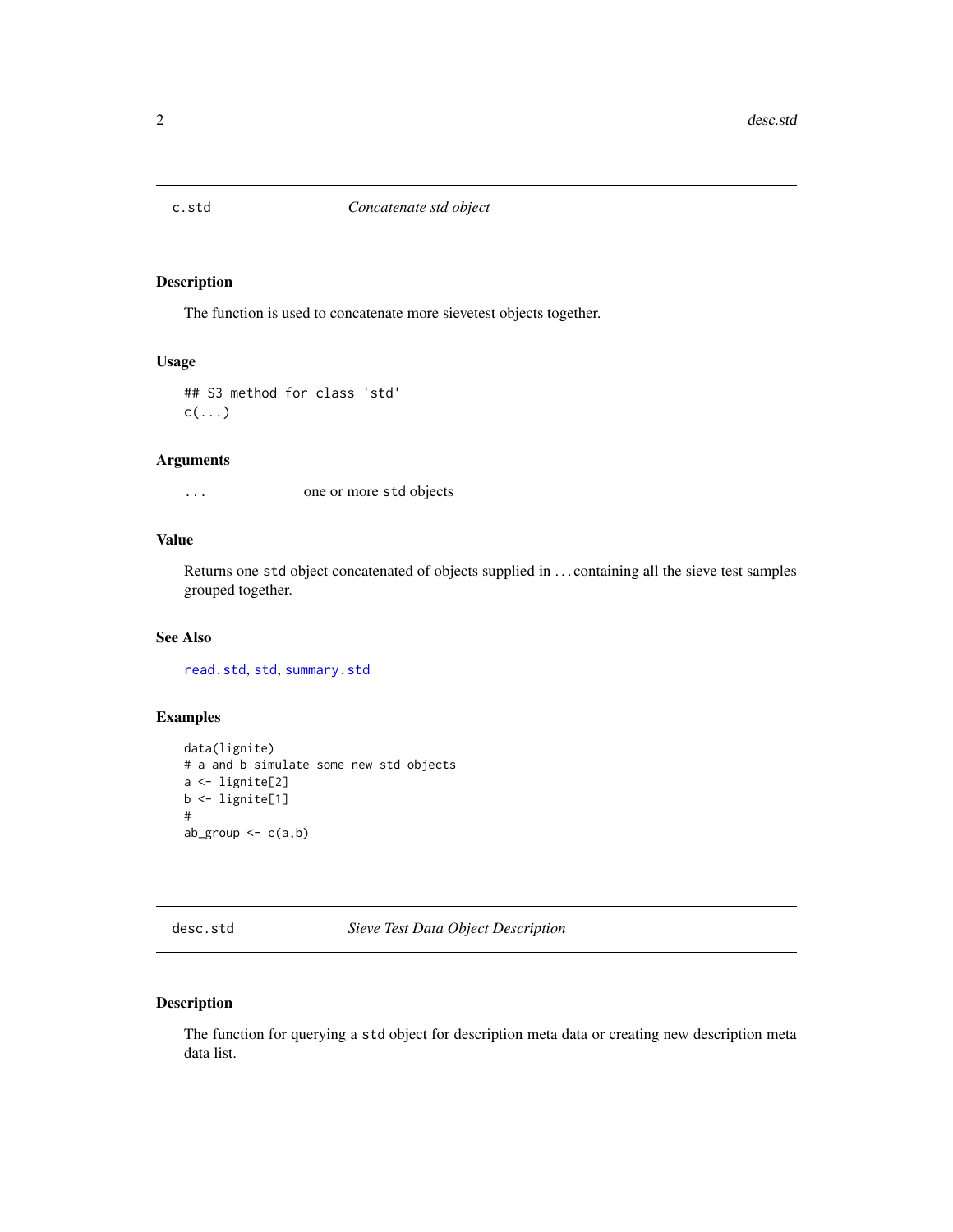## c.std — *Concatenate std object*

### Description

The function is used to concatenate more sievetest objects together.

### Usage

```
## S3 method for class 'std'
c(...)
```

### Arguments

`...` one or more `std` objects

### Value

Returns one `std` object concatenated of objects supplied in ... containing all the sieve test samples grouped together.

### See Also

`read.std`, `std`, `summary.std`

### Examples

```
data(lignite)
# a and b simulate some new std objects
a <- lignite[2]
b <- lignite[1]
#
ab_group <- c(a,b)
```

## desc.std — *Sieve Test Data Object Description*

### Description

The function for querying a `std` object for description meta data or creating new description meta data list.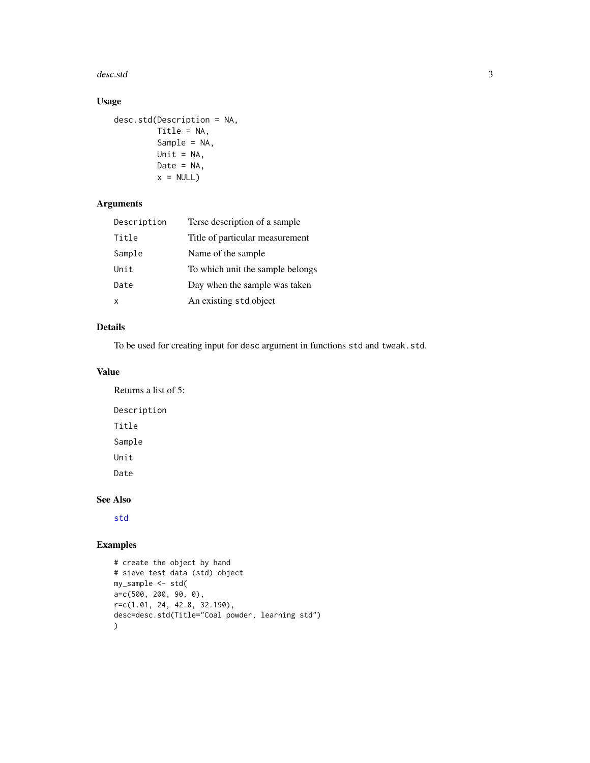## Usage

```
desc.std(Description = NA,
         Title = NA,
         Sample = NA,
         Unit = NA,
         Date = NA,
         x = NULL)
```

## Arguments

| | |
|---|---|
| `Description` | Terse description of a sample |
| `Title` | Title of particular measurement |
| `Sample` | Name of the sample |
| `Unit` | To which unit the sample belongs |
| `Date` | Day when the sample was taken |
| `x` | An existing `std` object |

## Details

To be used for creating input for `desc` argument in functions `std` and `tweak.std`.

## Value

Returns a list of 5:

`Description`

`Title`

`Sample`

`Unit`

`Date`

## See Also

`std`

## Examples

```
# create the object by hand
# sieve test data (std) object
my_sample <- std(
a=c(500, 200, 90, 0),
r=c(1.01, 24, 42.8, 32.190),
desc=desc.std(Title="Coal powder, learning std")
)
```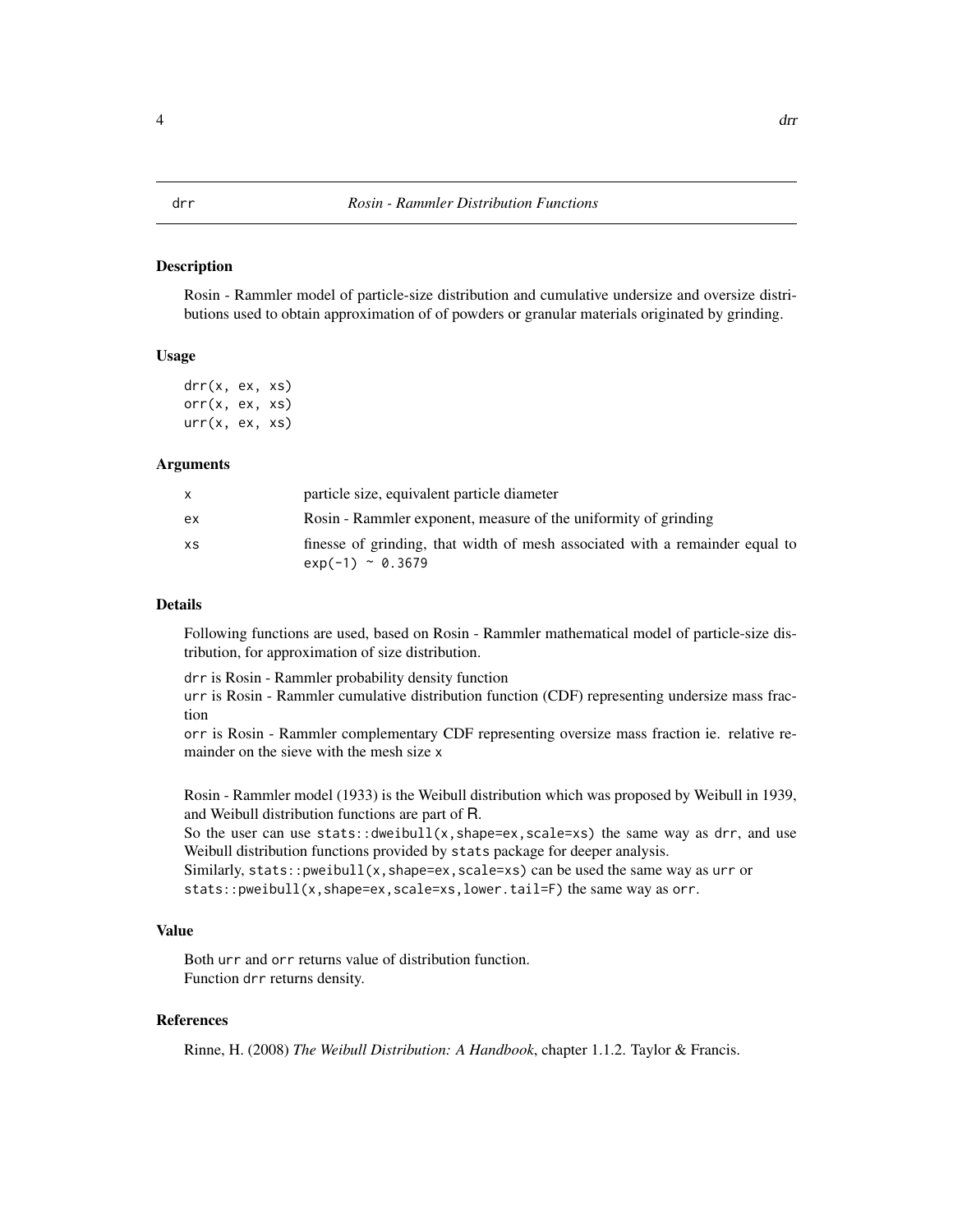## drr — *Rosin - Rammler Distribution Functions*

### Description

Rosin - Rammler model of particle-size distribution and cumulative undersize and oversize distributions used to obtain approximation of of powders or granular materials originated by grinding.

### Usage

```
drr(x, ex, xs)
orr(x, ex, xs)
urr(x, ex, xs)
```

### Arguments

| | |
|---|---|
| x | particle size, equivalent particle diameter |
| ex | Rosin - Rammler exponent, measure of the uniformity of grinding |
| xs | finesse of grinding, that width of mesh associated with a remainder equal to `exp(-1) ~ 0.3679` |

### Details

Following functions are used, based on Rosin - Rammler mathematical model of particle-size distribution, for approximation of size distribution.

`drr` is Rosin - Rammler probability density function
`urr` is Rosin - Rammler cumulative distribution function (CDF) representing undersize mass fraction
`orr` is Rosin - Rammler complementary CDF representing oversize mass fraction ie. relative remainder on the sieve with the mesh size `x`

Rosin - Rammler model (1933) is the Weibull distribution which was proposed by Weibull in 1939, and Weibull distribution functions are part of R.
So the user can use `stats::dweibull(x,shape=ex,scale=xs)` the same way as `drr`, and use Weibull distribution functions provided by `stats` package for deeper analysis.
Similarly, `stats::pweibull(x,shape=ex,scale=xs)` can be used the same way as `urr` or `stats::pweibull(x,shape=ex,scale=xs,lower.tail=F)` the same way as `orr`.

### Value

Both `urr` and `orr` returns value of distribution function.
Function `drr` returns density.

### References

Rinne, H. (2008) *The Weibull Distribution: A Handbook*, chapter 1.1.2. Taylor & Francis.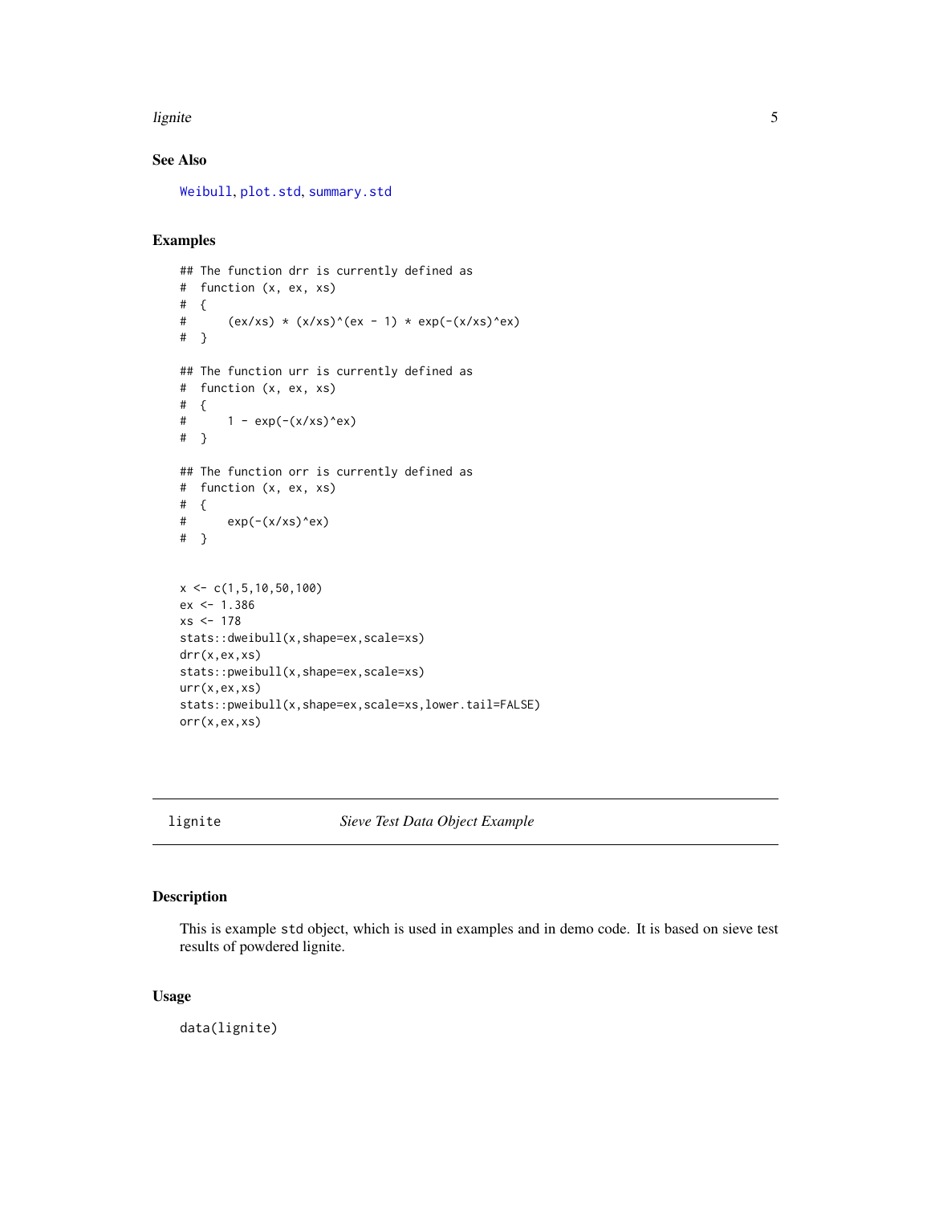### See Also

Weibull, plot.std, summary.std

### Examples

```
## The function drr is currently defined as
#  function (x, ex, xs)
#  {
#      (ex/xs) * (x/xs)^(ex - 1) * exp(-(x/xs)^ex)
#  }

## The function urr is currently defined as
#  function (x, ex, xs)
#  {
#      1 - exp(-(x/xs)^ex)
#  }

## The function orr is currently defined as
#  function (x, ex, xs)
#  {
#      exp(-(x/xs)^ex)
#  }


x <- c(1,5,10,50,100)
ex <- 1.386
xs <- 178
stats::dweibull(x,shape=ex,scale=xs)
drr(x,ex,xs)
stats::pweibull(x,shape=ex,scale=xs)
urr(x,ex,xs)
stats::pweibull(x,shape=ex,scale=xs,lower.tail=FALSE)
orr(x,ex,xs)
```

---

## lignite — *Sieve Test Data Object Example*

### Description

This is example std object, which is used in examples and in demo code. It is based on sieve test results of powdered lignite.

### Usage

```
data(lignite)
```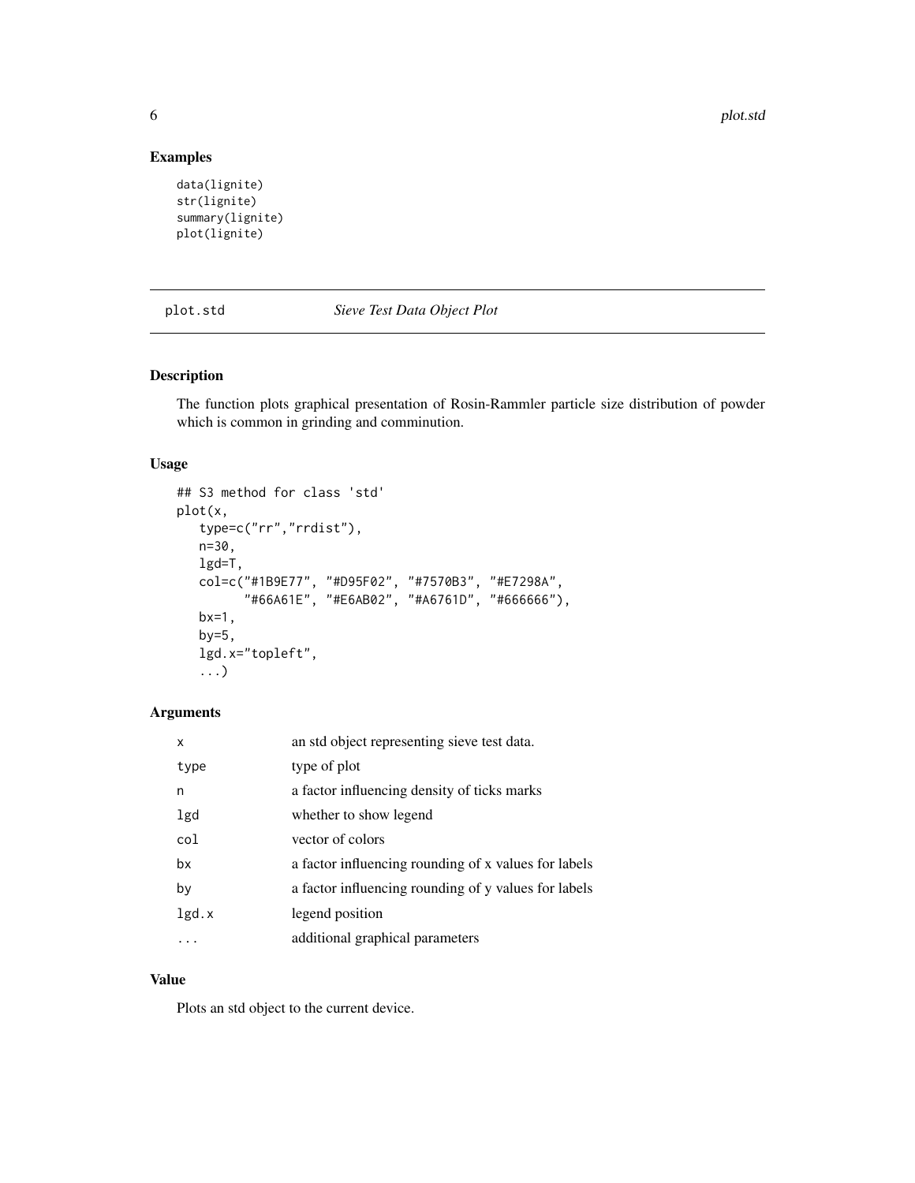## Examples

```
data(lignite)
str(lignite)
summary(lignite)
plot(lignite)
```

---

plot.std *Sieve Test Data Object Plot*

---

### Description

The function plots graphical presentation of Rosin-Rammler particle size distribution of powder which is common in grinding and comminution.

### Usage

```
## S3 method for class 'std'
plot(x,
   type=c("rr","rrdist"),
   n=30,
   lgd=T,
   col=c("#1B9E77", "#D95F02", "#7570B3", "#E7298A",
         "#66A61E", "#E6AB02", "#A6761D", "#666666"),
   bx=1,
   by=5,
   lgd.x="topleft",
   ...)
```

### Arguments

| | |
|---|---|
| x | an std object representing sieve test data. |
| type | type of plot |
| n | a factor influencing density of ticks marks |
| lgd | whether to show legend |
| col | vector of colors |
| bx | a factor influencing rounding of x values for labels |
| by | a factor influencing rounding of y values for labels |
| lgd.x | legend position |
| ... | additional graphical parameters |

### Value

Plots an std object to the current device.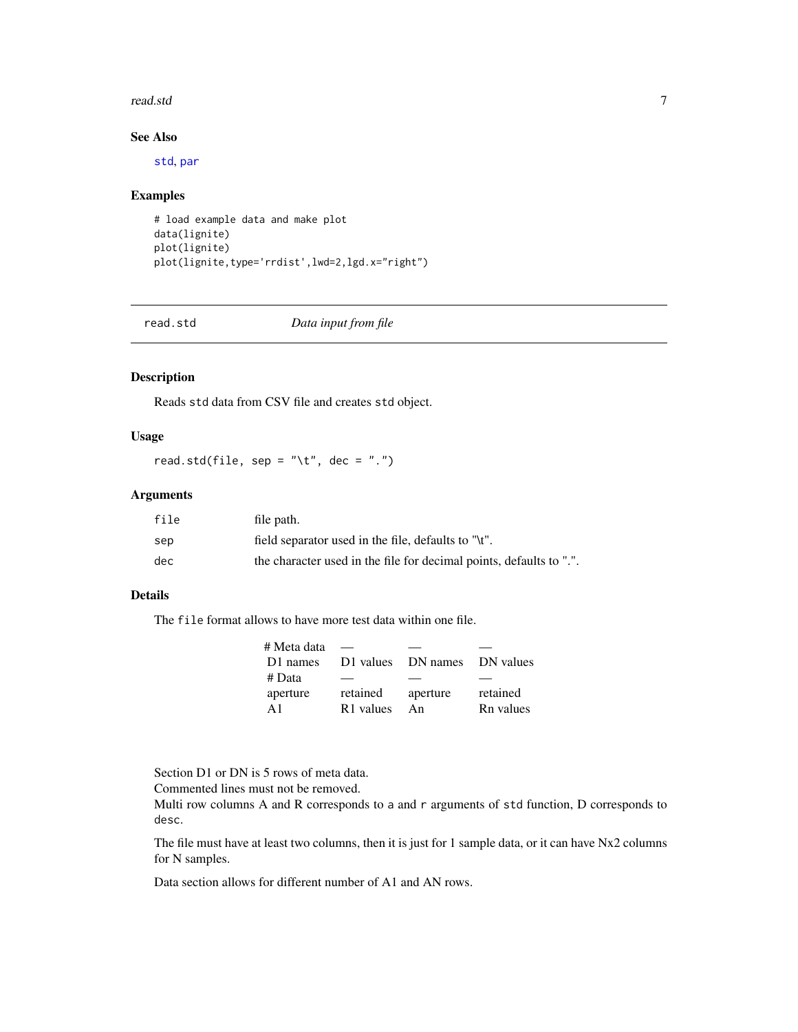## See Also

`std`, `par`

## Examples

```
# load example data and make plot
data(lignite)
plot(lignite)
plot(lignite,type='rrdist',lwd=2,lgd.x="right")
```

---

# read.std — *Data input from file*

---

## Description

Reads `std` data from CSV file and creates `std` object.

## Usage

```
read.std(file, sep = "\t", dec = ".")
```

## Arguments

| | |
|---|---|
| `file` | file path. |
| `sep` | field separator used in the file, defaults to "\t". |
| `dec` | the character used in the file for decimal points, defaults to ".". |

## Details

The `file` format allows to have more test data within one file.

| # Meta data | — | — | — |
|---|---|---|---|
| D1 names | D1 values | DN names | DN values |
| # Data | — | — | — |
| aperture | retained | aperture | retained |
| A1 | R1 values | An | Rn values |

Section D1 or DN is 5 rows of meta data.
Commented lines must not be removed.
Multi row columns A and R corresponds to `a` and `r` arguments of `std` function, D corresponds to `desc`.

The file must have at least two columns, then it is just for 1 sample data, or it can have Nx2 columns for N samples.

Data section allows for different number of A1 and AN rows.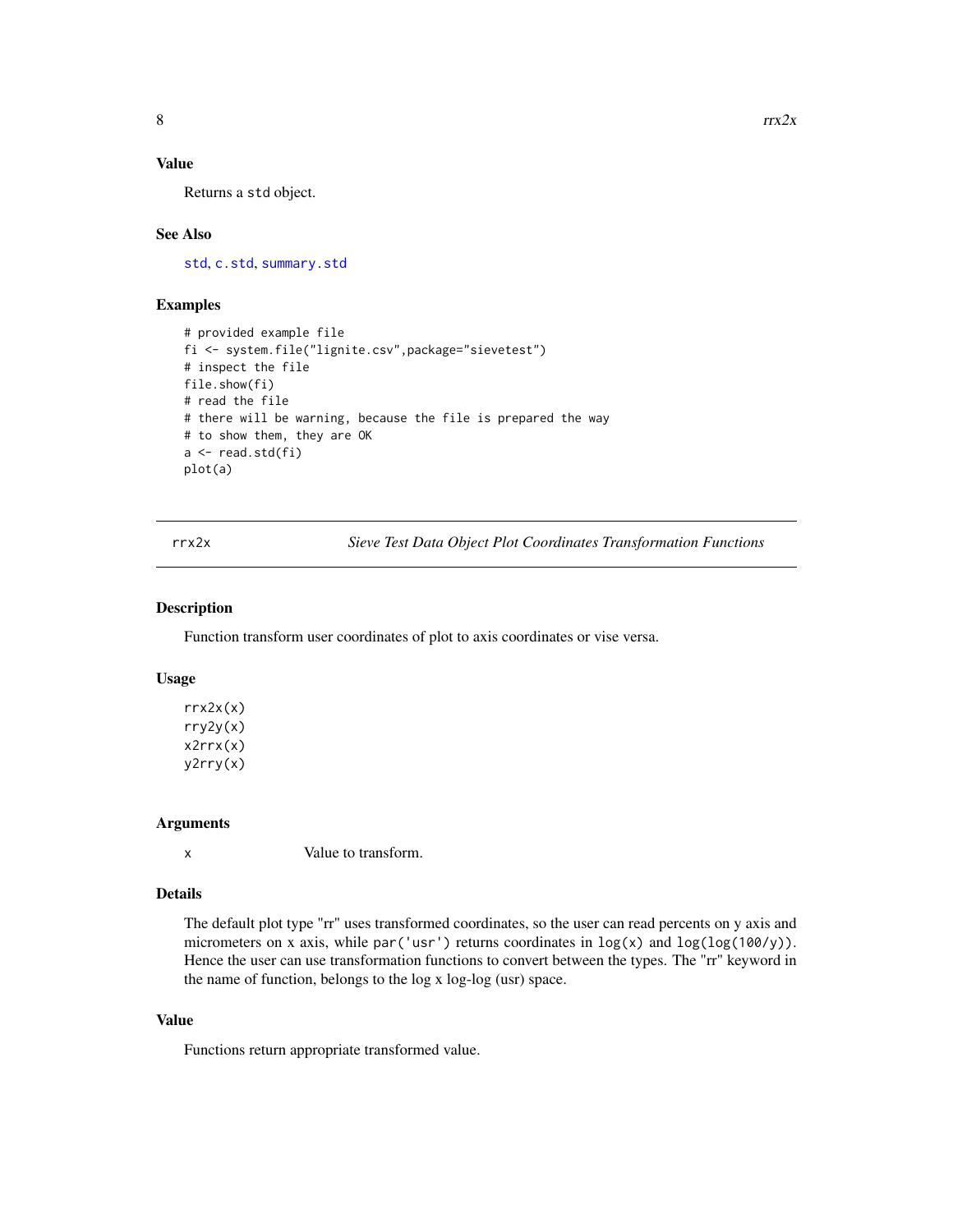### Value

Returns a std object.

### See Also

std, c.std, summary.std

### Examples

```
# provided example file
fi <- system.file("lignite.csv",package="sievetest")
# inspect the file
file.show(fi)
# read the file
# there will be warning, because the file is prepared the way
# to show them, they are OK
a <- read.std(fi)
plot(a)
```

---

## rrx2x — *Sieve Test Data Object Plot Coordinates Transformation Functions*

### Description

Function transform user coordinates of plot to axis coordinates or vise versa.

### Usage

```
rrx2x(x)
rry2y(x)
x2rrx(x)
y2rry(x)
```

### Arguments

| | |
|---|---|
| x | Value to transform. |

### Details

The default plot type "rr" uses transformed coordinates, so the user can read percents on y axis and micrometers on x axis, while `par('usr')` returns coordinates in `log(x)` and `log(log(100/y))`. Hence the user can use transformation functions to convert between the types. The "rr" keyword in the name of function, belongs to the log x log-log (usr) space.

### Value

Functions return appropriate transformed value.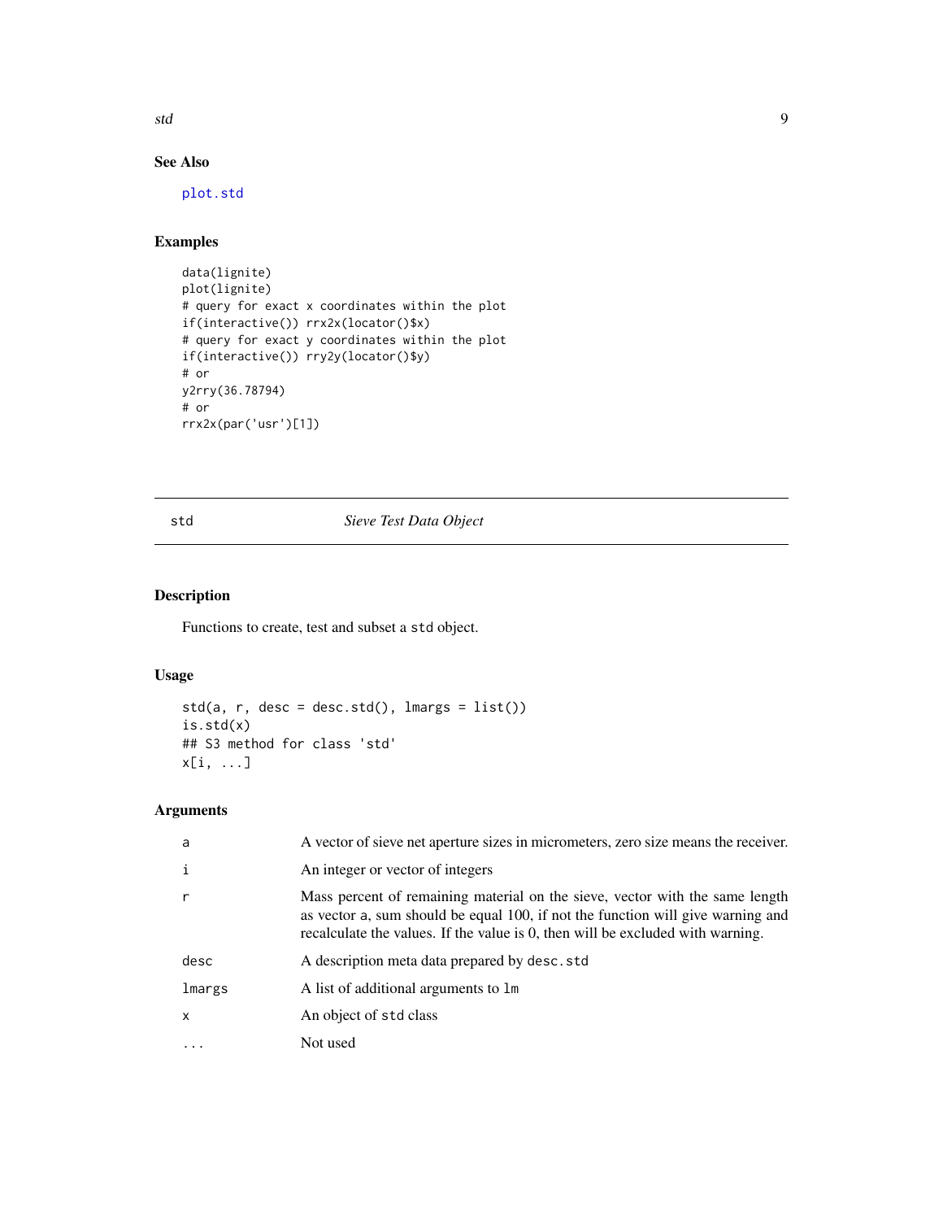## See Also

plot.std

## Examples

```
data(lignite)
plot(lignite)
# query for exact x coordinates within the plot
if(interactive()) rrx2x(locator()$x)
# query for exact y coordinates within the plot
if(interactive()) rry2y(locator()$y)
# or
y2rry(36.78794)
# or
rrx2x(par('usr')[1])
```

---

# std — *Sieve Test Data Object*

---

## Description

Functions to create, test and subset a `std` object.

## Usage

```
std(a, r, desc = desc.std(), lmargs = list())
is.std(x)
## S3 method for class 'std'
x[i, ...]
```

## Arguments

| | |
|---|---|
| `a` | A vector of sieve net aperture sizes in micrometers, zero size means the receiver. |
| `i` | An integer or vector of integers |
| `r` | Mass percent of remaining material on the sieve, vector with the same length as vector `a`, sum should be equal 100, if not the function will give warning and recalculate the values. If the value is 0, then will be excluded with warning. |
| `desc` | A description meta data prepared by `desc.std` |
| `lmargs` | A list of additional arguments to `lm` |
| `x` | An object of `std` class |
| `...` | Not used |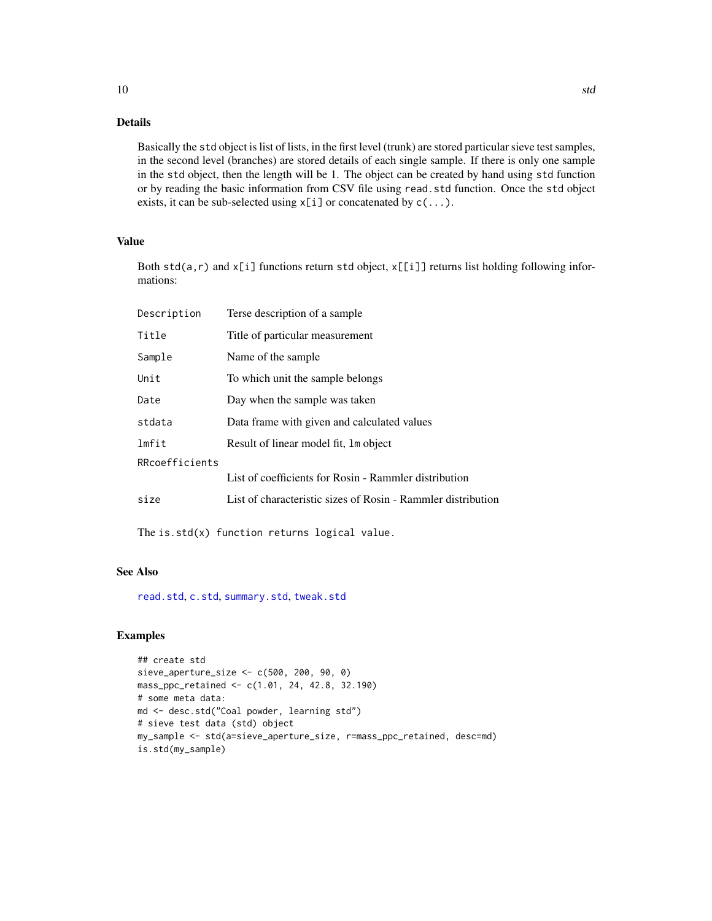## Details

Basically the `std` object is list of lists, in the first level (trunk) are stored particular sieve test samples, in the second level (branches) are stored details of each single sample. If there is only one sample in the `std` object, then the length will be 1. The object can be created by hand using `std` function or by reading the basic information from CSV file using `read.std` function. Once the `std` object exists, it can be sub-selected using `x[i]` or concatenated by `c(...)`.

## Value

Both `std(a,r)` and `x[i]` functions return `std` object, `x[[i]]` returns list holding following informations:

| | |
|---|---|
| `Description` | Terse description of a sample |
| `Title` | Title of particular measurement |
| `Sample` | Name of the sample |
| `Unit` | To which unit the sample belongs |
| `Date` | Day when the sample was taken |
| `stdata` | Data frame with given and calculated values |
| `lmfit` | Result of linear model fit, `lm` object |
| `RRcoefficients` | List of coefficients for Rosin - Rammler distribution |
| `size` | List of characteristic sizes of Rosin - Rammler distribution |

`The is.std(x) function returns logical value.`

## See Also

`read.std`, `c.std`, `summary.std`, `tweak.std`

## Examples

```
## create std
sieve_aperture_size <- c(500, 200, 90, 0)
mass_ppc_retained <- c(1.01, 24, 42.8, 32.190)
# some meta data:
md <- desc.std("Coal powder, learning std")
# sieve test data (std) object
my_sample <- std(a=sieve_aperture_size, r=mass_ppc_retained, desc=md)
is.std(my_sample)
```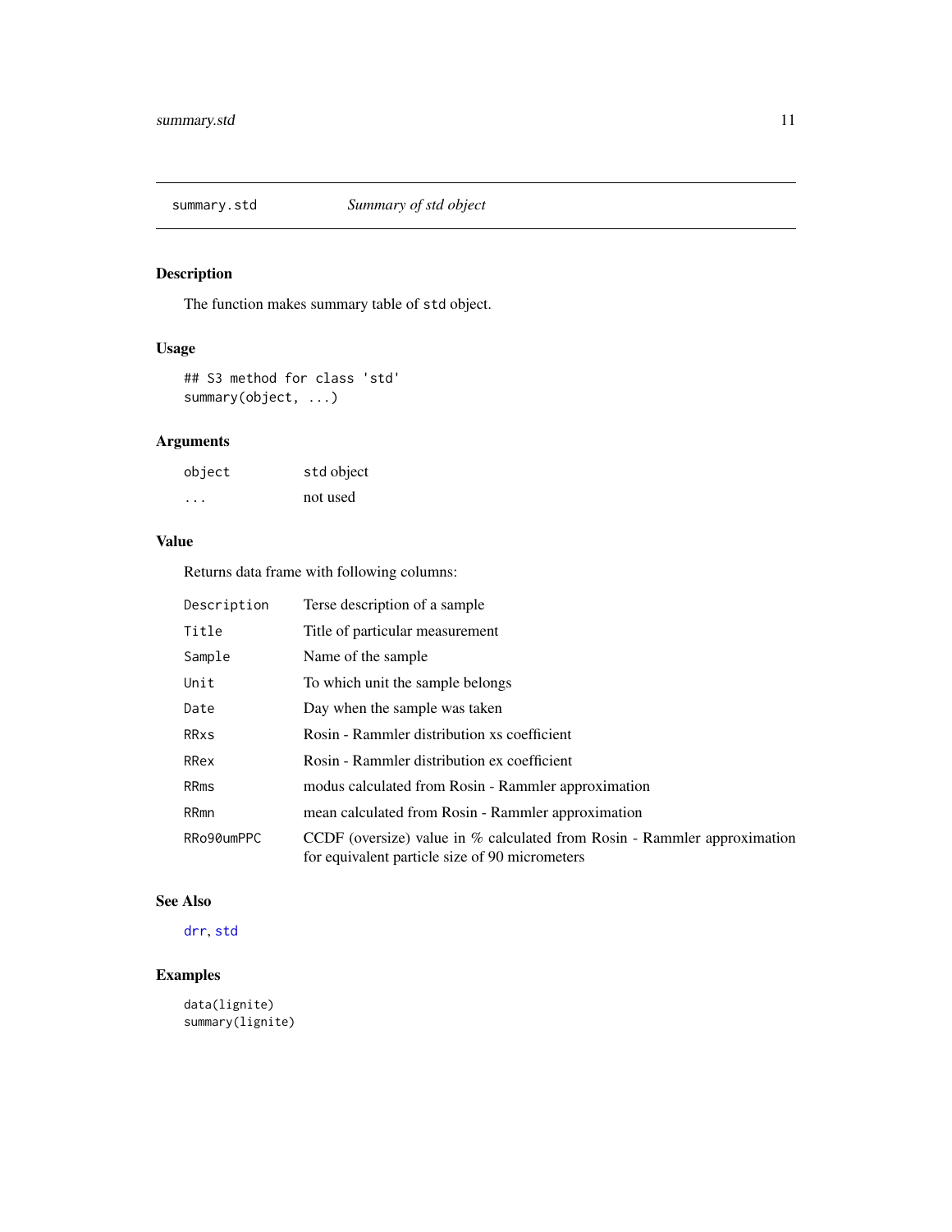# summary.std — *Summary of std object*

## Description

The function makes summary table of `std` object.

## Usage

```
## S3 method for class 'std'
summary(object, ...)
```

## Arguments

| | |
|---|---|
| `object` | `std` object |
| `...` | not used |

## Value

Returns data frame with following columns:

| | |
|---|---|
| `Description` | Terse description of a sample |
| `Title` | Title of particular measurement |
| `Sample` | Name of the sample |
| `Unit` | To which unit the sample belongs |
| `Date` | Day when the sample was taken |
| `RRxs` | Rosin - Rammler distribution xs coefficient |
| `RRex` | Rosin - Rammler distribution ex coefficient |
| `RRms` | modus calculated from Rosin - Rammler approximation |
| `RRmn` | mean calculated from Rosin - Rammler approximation |
| `RRo90umPPC` | CCDF (oversize) value in % calculated from Rosin - Rammler approximation for equivalent particle size of 90 micrometers |

## See Also

`drr`, `std`

## Examples

```
data(lignite)
summary(lignite)
```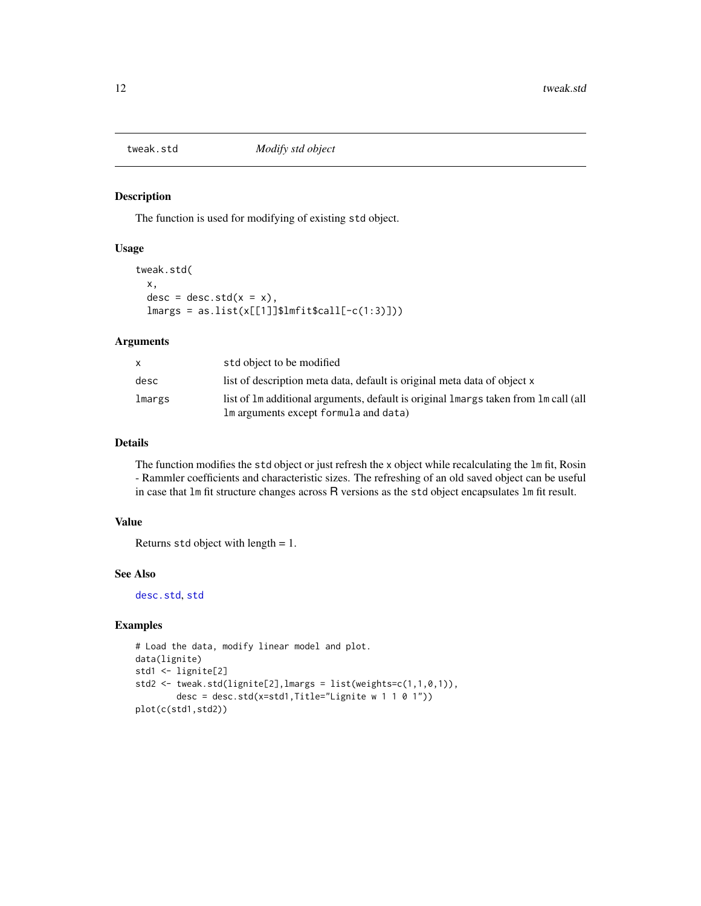# tweak.std *Modify std object*

## Description

The function is used for modifying of existing `std` object.

## Usage

```
tweak.std(
  x,
  desc = desc.std(x = x),
  lmargs = as.list(x[[1]]$lmfit$call[-c(1:3)])
)
```

## Arguments

| | |
|---|---|
| `x` | `std` object to be modified |
| `desc` | list of description meta data, default is original meta data of object `x` |
| `lmargs` | list of `lm` additional arguments, default is original `lmargs` taken from `lm` call (all `lm` arguments except `formula` and `data`) |

## Details

The function modifies the `std` object or just refresh the `x` object while recalculating the `lm` fit, Rosin - Rammler coefficients and characteristic sizes. The refreshing of an old saved object can be useful in case that `lm` fit structure changes across R versions as the `std` object encapsulates `lm` fit result.

## Value

Returns `std` object with length = 1.

## See Also

`desc.std`, `std`

## Examples

```
# Load the data, modify linear model and plot.
data(lignite)
std1 <- lignite[2]
std2 <- tweak.std(lignite[2],lmargs = list(weights=c(1,1,0,1)),
        desc = desc.std(x=std1,Title="Lignite w 1 1 0 1"))
plot(c(std1,std2))
```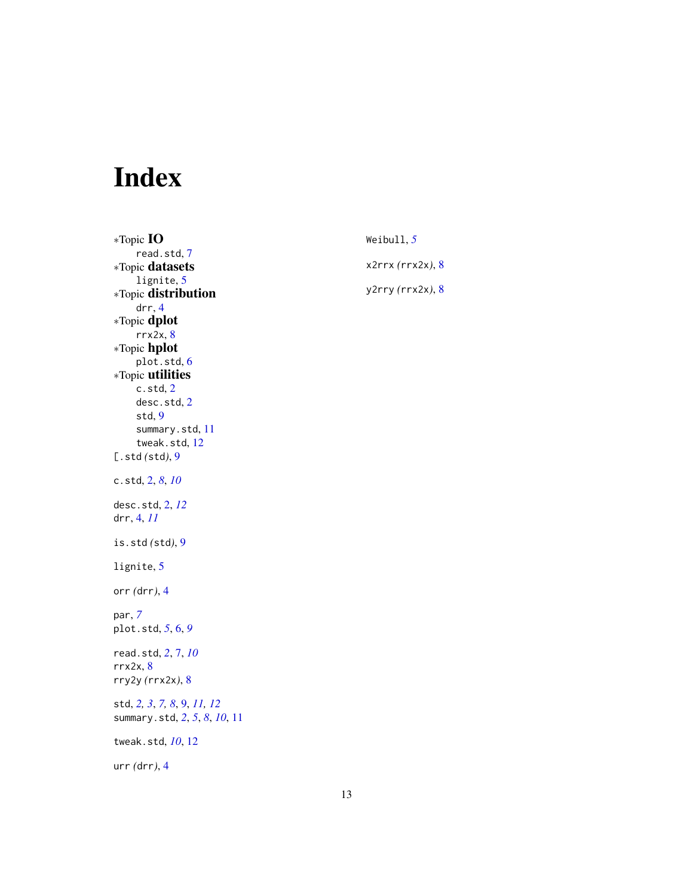# Index

*Topic **IO**
    read.std, 7
*Topic **datasets**
    lignite, 5
*Topic **distribution**
    drr, 4
*Topic **dplot**
    rrx2x, 8
*Topic **hplot**
    plot.std, 6
*Topic **utilities**
    c.std, 2
    desc.std, 2
    std, 9
    summary.std, 11
    tweak.std, 12
[.std *(*std*)*, 9

c.std, 2, *8*, *10*

desc.std, 2, *12*
drr, 4, *11*

is.std *(*std*)*, 9

lignite, 5

orr *(*drr*)*, 4

par, *7*
plot.std, *5*, 6, *9*

read.std, *2*, 7, *10*
rrx2x, 8
rry2y *(*rrx2x*)*, 8

std, *2, 3*, *7*, *8*, 9, *11, 12*
summary.std, *2*, *5*, *8*, *10*, 11

tweak.std, *10*, 12

urr *(*drr*)*, 4

Weibull, *5*

x2rrx *(*rrx2x*)*, 8

y2rry *(*rrx2x*)*, 8